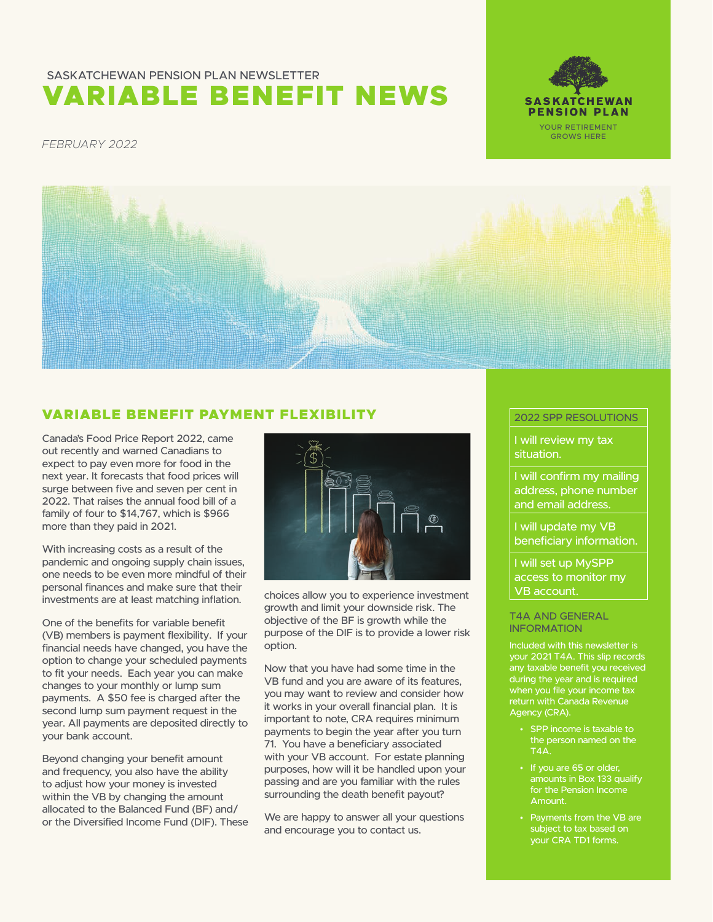SASKATCHEWAN PENSION PLAN NEWSLETTER

# VARIABLE BENEFIT NEWS

*FEBRUARY 2022*

SASKATCHEWAN PENSION PLAN

YOUR RETIREMENT GROWS HERE

## VARIABLE BENEFIT PAYMENT FLEXIBILITY

Canada's Food Price Report 2022, came out recently and warned Canadians to expect to pay even more for food in the next year. It forecasts that food prices will surge between five and seven per cent in 2022. That raises the annual food bill of a family of four to $14,767, which is $966 more than they paid in 2021.

With increasing costs as a result of the pandemic and ongoing supply chain issues, one needs to be even more mindful of their personal finances and make sure that their investments are at least matching inflation.

One of the benefits for variable benefit (VB) members is payment flexibility. If your financial needs have changed, you have the option to change your scheduled payments to fit your needs. Each year you can make changes to your monthly or lump sum payments. A $50 fee is charged after the second lump sum payment request in the year. All payments are deposited directly to your bank account.

Beyond changing your benefit amount and frequency, you also have the ability to adjust how your money is invested within the VB by changing the amount allocated to the Balanced Fund (BF) and/or the Diversified Income Fund (DIF). These choices allow you to experience investment growth and limit your downside risk. The objective of the BF is growth while the purpose of the DIF is to provide a lower risk option.

Now that you have had some time in the VB fund and you are aware of its features, you may want to review and consider how it works in your overall financial plan. It is important to note, CRA requires minimum payments to begin the year after you turn 71. You have a beneficiary associated with your VB account. For estate planning purposes, how will it be handled upon your passing and are you familiar with the rules surrounding the death benefit payout?

We are happy to answer all your questions and encourage you to contact us.

### 2022 SPP RESOLUTIONS

- I will review my tax situation.
- I will confirm my mailing address, phone number and email address.
- I will update my VB beneficiary information.
- I will set up MySPP access to monitor my VB account.

### T4A AND GENERAL INFORMATION

Included with this newsletter is your 2021 T4A. This slip records any taxable benefit you received during the year and is required when you file your income tax return with Canada Revenue Agency (CRA).

- SPP income is taxable to the person named on the T4A.
- If you are 65 or older, amounts in Box 133 qualify for the Pension Income Amount.
- Payments from the VB are subject to tax based on your CRA TD1 forms.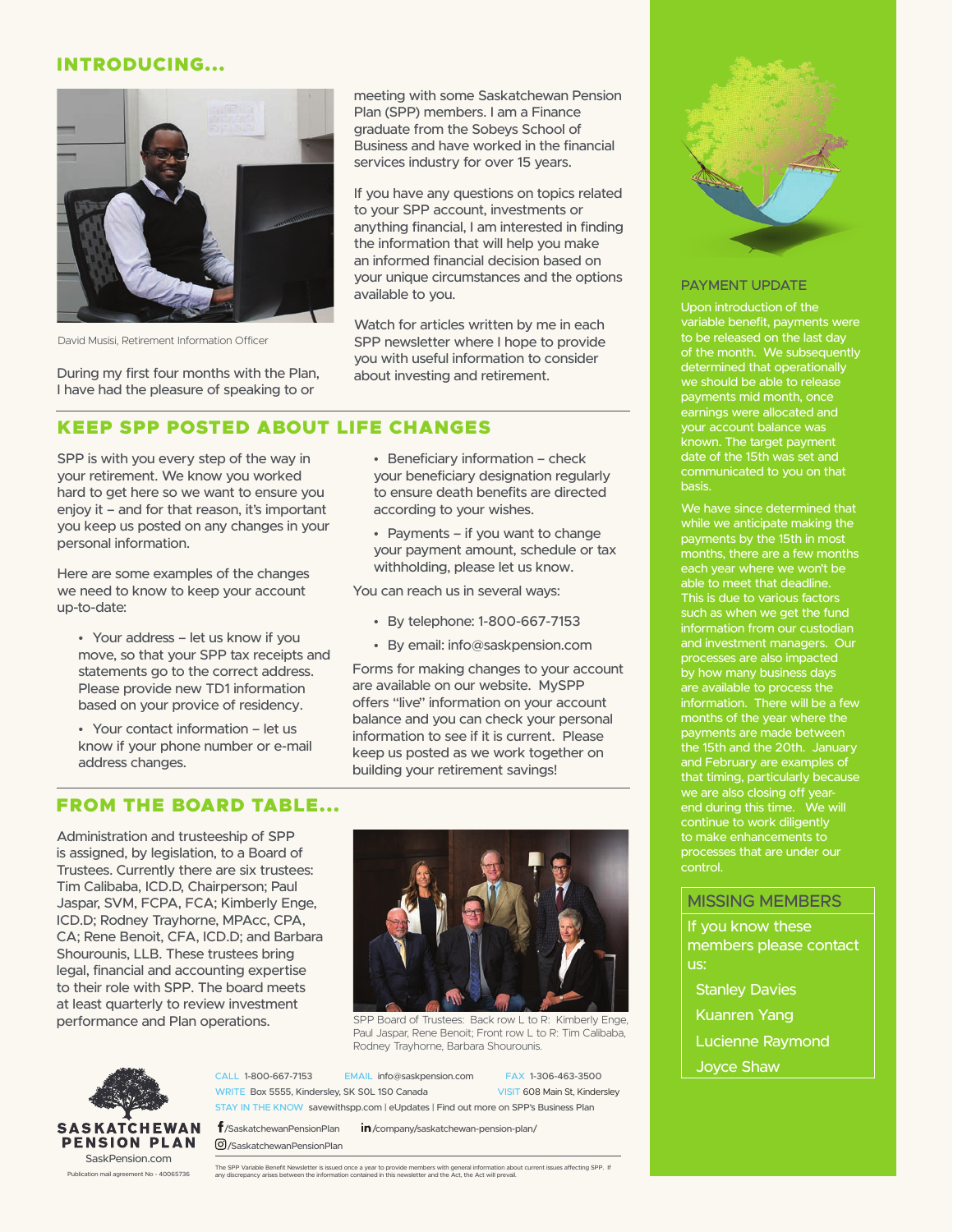## INTRODUCING...

David Musisi, Retirement Information Officer

During my first four months with the Plan, I have had the pleasure of speaking to or meeting with some Saskatchewan Pension Plan (SPP) members. I am a Finance graduate from the Sobeys School of Business and have worked in the financial services industry for over 15 years.

If you have any questions on topics related to your SPP account, investments or anything financial, I am interested in finding the information that will help you make an informed financial decision based on your unique circumstances and the options available to you.

Watch for articles written by me in each SPP newsletter where I hope to provide you with useful information to consider about investing and retirement.

## KEEP SPP POSTED ABOUT LIFE CHANGES

SPP is with you every step of the way in your retirement. We know you worked hard to get here so we want to ensure you enjoy it – and for that reason, it's important you keep us posted on any changes in your personal information.

Here are some examples of the changes we need to know to keep your account up-to-date:

- Your address – let us know if you move, so that your SPP tax receipts and statements go to the correct address. Please provide new TD1 information based on your provice of residency.
- Your contact information – let us know if your phone number or e-mail address changes.
- Beneficiary information – check your beneficiary designation regularly to ensure death benefits are directed according to your wishes.
- Payments – if you want to change your payment amount, schedule or tax withholding, please let us know.

You can reach us in several ways:

- By telephone: 1-800-667-7153
- By email: info@saskpension.com

Forms for making changes to your account are available on our website. MySPP offers "live" information on your account balance and you can check your personal information to see if it is current. Please keep us posted as we work together on building your retirement savings!

## FROM THE BOARD TABLE...

Administration and trusteeship of SPP is assigned, by legislation, to a Board of Trustees. Currently there are six trustees: Tim Calibaba, ICD.D, Chairperson; Paul Jaspar, SVM, FCPA, FCA; Kimberly Enge, ICD.D; Rodney Trayhorne, MPAcc, CPA, CA; Rene Benoit, CFA, ICD.D; and Barbara Shourounis, LLB. These trustees bring legal, financial and accounting expertise to their role with SPP. The board meets at least quarterly to review investment performance and Plan operations.

SPP Board of Trustees: Back row L to R: Kimberly Enge, Paul Jaspar, Rene Benoit; Front row L to R: Tim Calibaba, Rodney Trayhorne, Barbara Shourounis.

### PAYMENT UPDATE

Upon introduction of the variable benefit, payments were to be released on the last day of the month. We subsequently determined that operationally we should be able to release payments mid month, once earnings were allocated and your account balance was known. The target payment date of the 15th was set and communicated to you on that basis.

We have since determined that while we anticipate making the payments by the 15th in most months, there are a few months each year where we won't be able to meet that deadline. This is due to various factors such as when we get the fund information from our custodian and investment managers. Our processes are also impacted by how many business days are available to process the information. There will be a few months of the year where the payments are made between the 15th and the 20th. January and February are examples of that timing, particularly because we are also closing off year-end during this time. We will continue to work diligently to make enhancements to processes that are under our control.

### MISSING MEMBERS

If you know these members please contact us:

- Stanley Davies
- Kuanren Yang
- Lucienne Raymond
- Joyce Shaw

SASKATCHEWAN PENSION PLAN
SaskPension.com
Publication mail agreement No - 40065736

CALL 1-800-667-7153 EMAIL info@saskpension.com FAX 1-306-463-3500
WRITE Box 5555, Kindersley, SK S0L 1S0 Canada VISIT 608 Main St, Kindersley
STAY IN THE KNOW savewithspp.com | eUpdates | Find out more on SPP's Business Plan

/SaskatchewanPensionPlan /company/saskatchewan-pension-plan/
/SaskatchewanPensionPlan

The SPP Variable Benefit Newsletter is issued once a year to provide members with general information about current issues affecting SPP. If any discrepancy arises between the information contained in this newsletter and the Act, the Act will prevail.